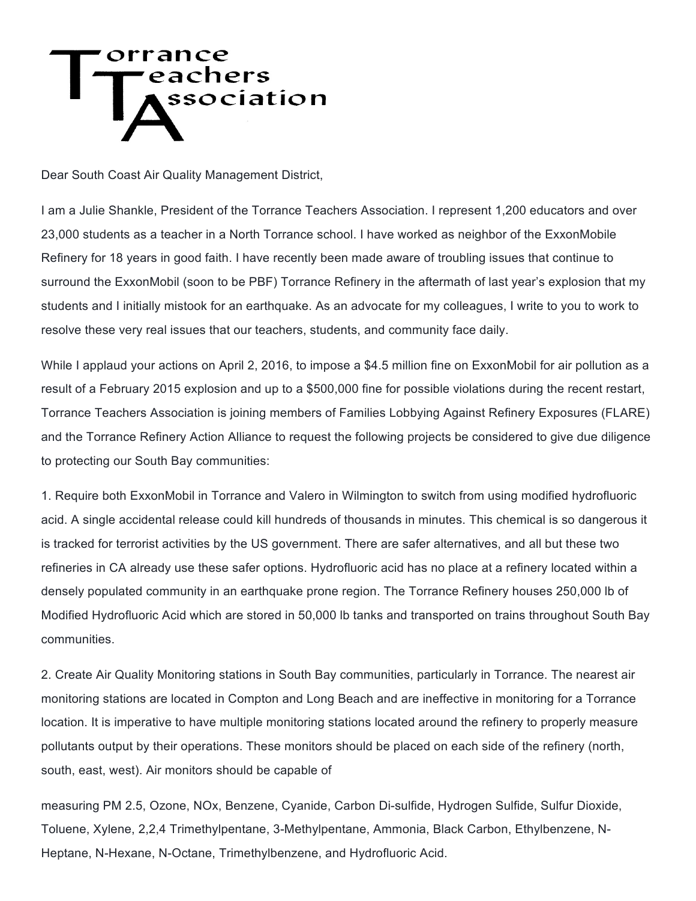# Torrance Teachers Association

Dear South Coast Air Quality Management District,

I am a Julie Shankle, President of the Torrance Teachers Association. I represent 1,200 educators and over 23,000 students as a teacher in a North Torrance school. I have worked as neighbor of the ExxonMobile Refinery for 18 years in good faith. I have recently been made aware of troubling issues that continue to surround the ExxonMobil (soon to be PBF) Torrance Refinery in the aftermath of last year's explosion that my students and I initially mistook for an earthquake. As an advocate for my colleagues, I write to you to work to resolve these very real issues that our teachers, students, and community face daily.

While I applaud your actions on April 2, 2016, to impose a $4.5 million fine on ExxonMobil for air pollution as a result of a February 2015 explosion and up to a $500,000 fine for possible violations during the recent restart, Torrance Teachers Association is joining members of Families Lobbying Against Refinery Exposures (FLARE) and the Torrance Refinery Action Alliance to request the following projects be considered to give due diligence to protecting our South Bay communities:

1. Require both ExxonMobil in Torrance and Valero in Wilmington to switch from using modified hydrofluoric acid. A single accidental release could kill hundreds of thousands in minutes. This chemical is so dangerous it is tracked for terrorist activities by the US government. There are safer alternatives, and all but these two refineries in CA already use these safer options. Hydrofluoric acid has no place at a refinery located within a densely populated community in an earthquake prone region. The Torrance Refinery houses 250,000 lb of Modified Hydrofluoric Acid which are stored in 50,000 lb tanks and transported on trains throughout South Bay communities.

2. Create Air Quality Monitoring stations in South Bay communities, particularly in Torrance. The nearest air monitoring stations are located in Compton and Long Beach and are ineffective in monitoring for a Torrance location. It is imperative to have multiple monitoring stations located around the refinery to properly measure pollutants output by their operations. These monitors should be placed on each side of the refinery (north, south, east, west). Air monitors should be capable of

measuring PM 2.5, Ozone, NOx, Benzene, Cyanide, Carbon Di-sulfide, Hydrogen Sulfide, Sulfur Dioxide, Toluene, Xylene, 2,2,4 Trimethylpentane, 3-Methylpentane, Ammonia, Black Carbon, Ethylbenzene, N-Heptane, N-Hexane, N-Octane, Trimethylbenzene, and Hydrofluoric Acid.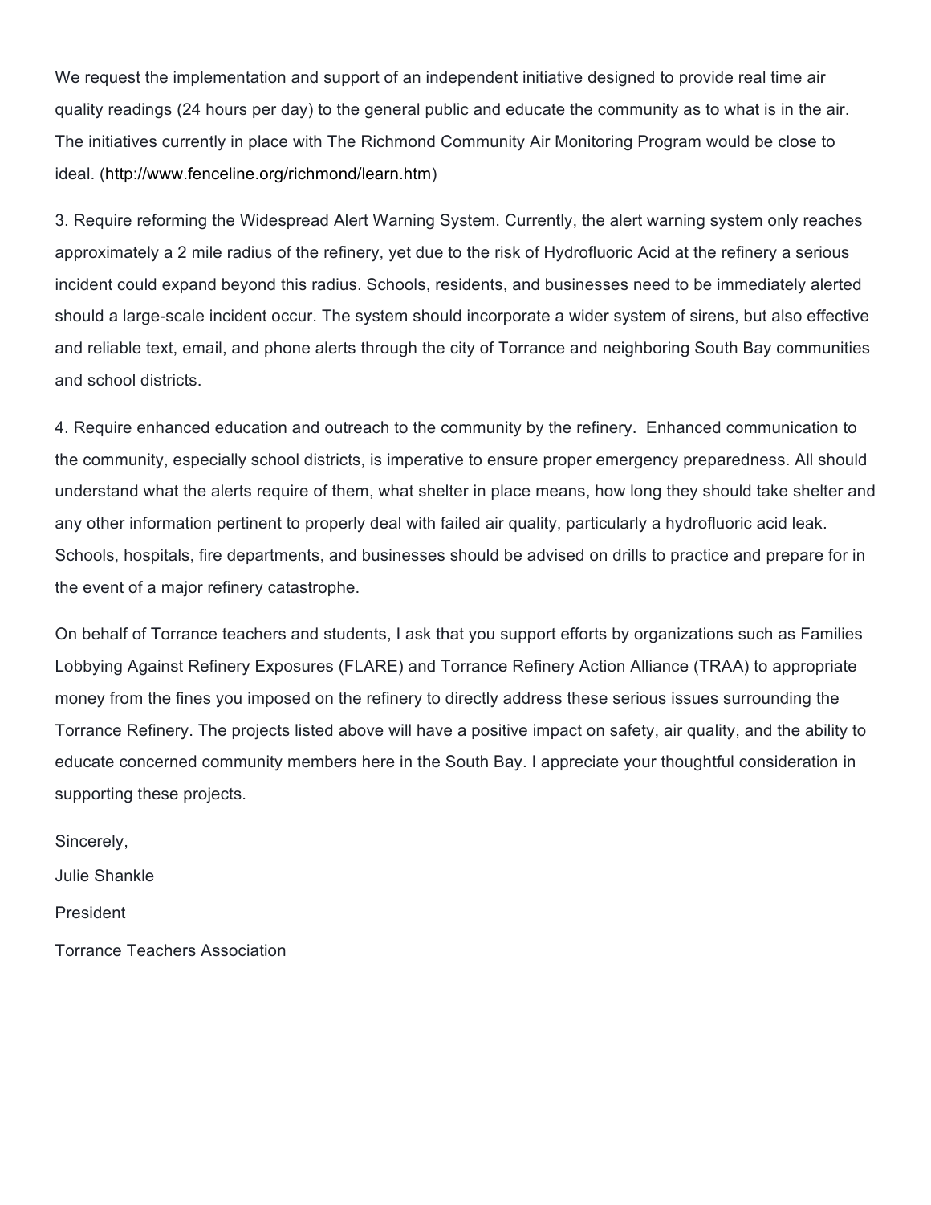We request the implementation and support of an independent initiative designed to provide real time air quality readings (24 hours per day) to the general public and educate the community as to what is in the air. The initiatives currently in place with The Richmond Community Air Monitoring Program would be close to ideal. (http://www.fenceline.org/richmond/learn.htm)

3. Require reforming the Widespread Alert Warning System. Currently, the alert warning system only reaches approximately a 2 mile radius of the refinery, yet due to the risk of Hydrofluoric Acid at the refinery a serious incident could expand beyond this radius. Schools, residents, and businesses need to be immediately alerted should a large-scale incident occur. The system should incorporate a wider system of sirens, but also effective and reliable text, email, and phone alerts through the city of Torrance and neighboring South Bay communities and school districts.

4. Require enhanced education and outreach to the community by the refinery. Enhanced communication to the community, especially school districts, is imperative to ensure proper emergency preparedness. All should understand what the alerts require of them, what shelter in place means, how long they should take shelter and any other information pertinent to properly deal with failed air quality, particularly a hydrofluoric acid leak. Schools, hospitals, fire departments, and businesses should be advised on drills to practice and prepare for in the event of a major refinery catastrophe.

On behalf of Torrance teachers and students, I ask that you support efforts by organizations such as Families Lobbying Against Refinery Exposures (FLARE) and Torrance Refinery Action Alliance (TRAA) to appropriate money from the fines you imposed on the refinery to directly address these serious issues surrounding the Torrance Refinery. The projects listed above will have a positive impact on safety, air quality, and the ability to educate concerned community members here in the South Bay. I appreciate your thoughtful consideration in supporting these projects.

Sincerely,

Julie Shankle

President

Torrance Teachers Association